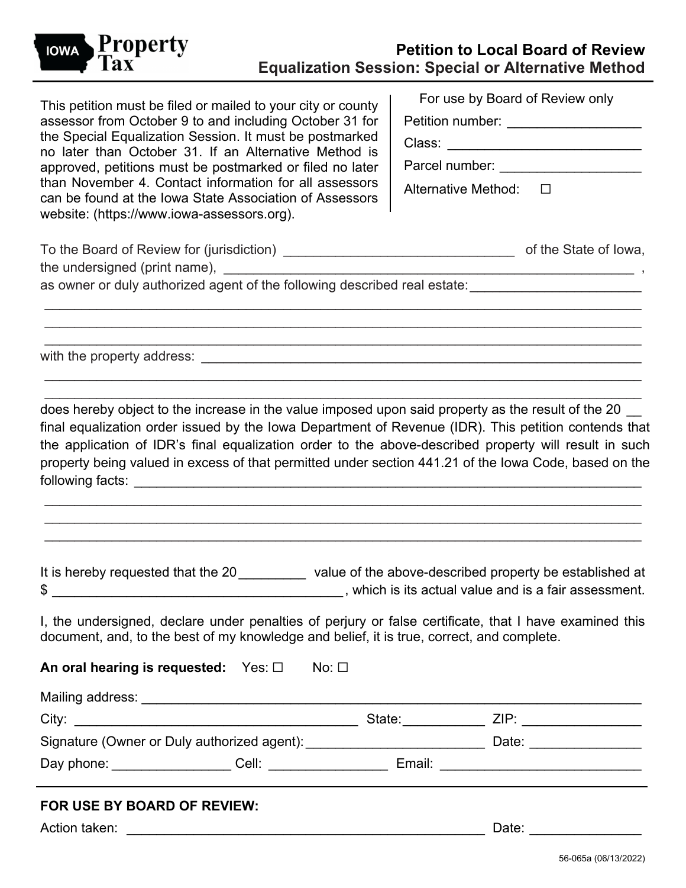IOWA Property Tax

# Petition to Local Board of Review
## Equalization Session: Special or Alternative Method

This petition must be filed or mailed to your city or county assessor from October 9 to and including October 31 for the Special Equalization Session. It must be postmarked no later than October 31. If an Alternative Method is approved, petitions must be postmarked or filed no later than November 4. Contact information for all assessors can be found at the Iowa State Association of Assessors website: (https://www.iowa-assessors.org).

For use by Board of Review only

Petition number: ________________

Class: ________________

Parcel number: ________________

Alternative Method: ☐

To the Board of Review for (jurisdiction) ______________________________ of the State of Iowa, the undersigned (print name), ____________________________________________________ , as owner or duly authorized agent of the following described real estate: ______________________

______________________________________________________________________________

______________________________________________________________________________

______________________________________________________________________________

with the property address: ______________________________________________________

______________________________________________________________________________

______________________________________________________________________________

does hereby object to the increase in the value imposed upon said property as the result of the 20 __ final equalization order issued by the Iowa Department of Revenue (IDR). This petition contends that the application of IDR's final equalization order to the above-described property will result in such property being valued in excess of that permitted under section 441.21 of the Iowa Code, based on the following facts: ____________________________________________________________

______________________________________________________________________________

______________________________________________________________________________

______________________________________________________________________________

It is hereby requested that the 20_________ value of the above-described property be established at $ ______________________________________, which is its actual value and is a fair assessment.

I, the undersigned, declare under penalties of perjury or false certificate, that I have examined this document, and, to the best of my knowledge and belief, it is true, correct, and complete.

**An oral hearing is requested:** Yes: ☐ No: ☐

Mailing address: _______________________________________________________________

City: ____________________________________ State:___________ ZIP: ________________

Signature (Owner or Duly authorized agent): ________________________ Date: _______________

Day phone: ________________ Cell: ________________ Email: ____________________________

**FOR USE BY BOARD OF REVIEW:**

Action taken: _______________________________________________ Date: _______________

56-065a (06/13/2022)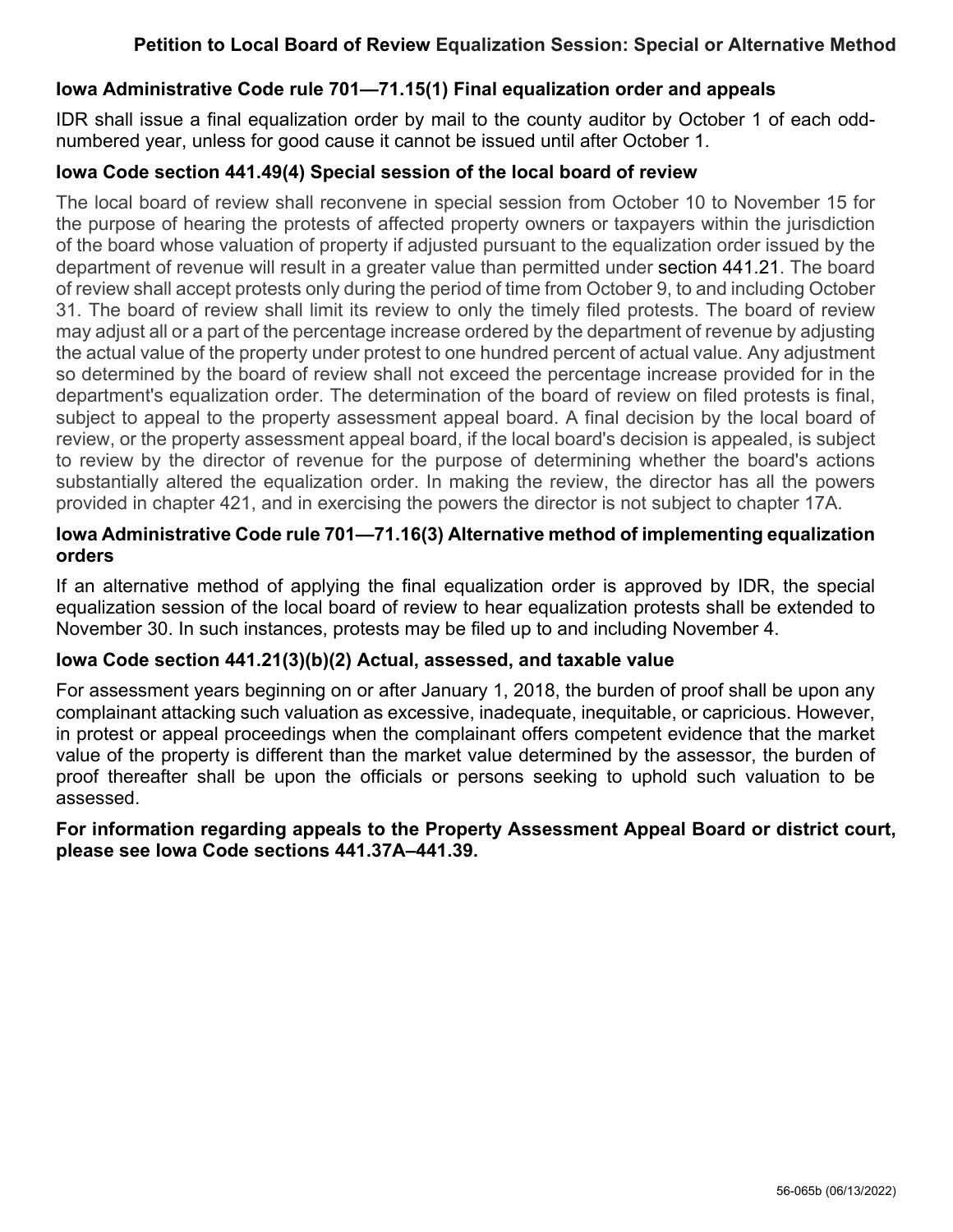**Petition to Local Board of Review Equalization Session: Special or Alternative Method**

### Iowa Administrative Code rule 701—71.15(1) Final equalization order and appeals

IDR shall issue a final equalization order by mail to the county auditor by October 1 of each odd-numbered year, unless for good cause it cannot be issued until after October 1.

### Iowa Code section 441.49(4) Special session of the local board of review

The local board of review shall reconvene in special session from October 10 to November 15 for the purpose of hearing the protests of affected property owners or taxpayers within the jurisdiction of the board whose valuation of property if adjusted pursuant to the equalization order issued by the department of revenue will result in a greater value than permitted under section 441.21. The board of review shall accept protests only during the period of time from October 9, to and including October 31. The board of review shall limit its review to only the timely filed protests. The board of review may adjust all or a part of the percentage increase ordered by the department of revenue by adjusting the actual value of the property under protest to one hundred percent of actual value. Any adjustment so determined by the board of review shall not exceed the percentage increase provided for in the department's equalization order. The determination of the board of review on filed protests is final, subject to appeal to the property assessment appeal board. A final decision by the local board of review, or the property assessment appeal board, if the local board's decision is appealed, is subject to review by the director of revenue for the purpose of determining whether the board's actions substantially altered the equalization order. In making the review, the director has all the powers provided in chapter 421, and in exercising the powers the director is not subject to chapter 17A.

### Iowa Administrative Code rule 701—71.16(3) Alternative method of implementing equalization orders

If an alternative method of applying the final equalization order is approved by IDR, the special equalization session of the local board of review to hear equalization protests shall be extended to November 30. In such instances, protests may be filed up to and including November 4.

### Iowa Code section 441.21(3)(b)(2) Actual, assessed, and taxable value

For assessment years beginning on or after January 1, 2018, the burden of proof shall be upon any complainant attacking such valuation as excessive, inadequate, inequitable, or capricious. However, in protest or appeal proceedings when the complainant offers competent evidence that the market value of the property is different than the market value determined by the assessor, the burden of proof thereafter shall be upon the officials or persons seeking to uphold such valuation to be assessed.

**For information regarding appeals to the Property Assessment Appeal Board or district court, please see Iowa Code sections 441.37A–441.39.**

56-065b (06/13/2022)